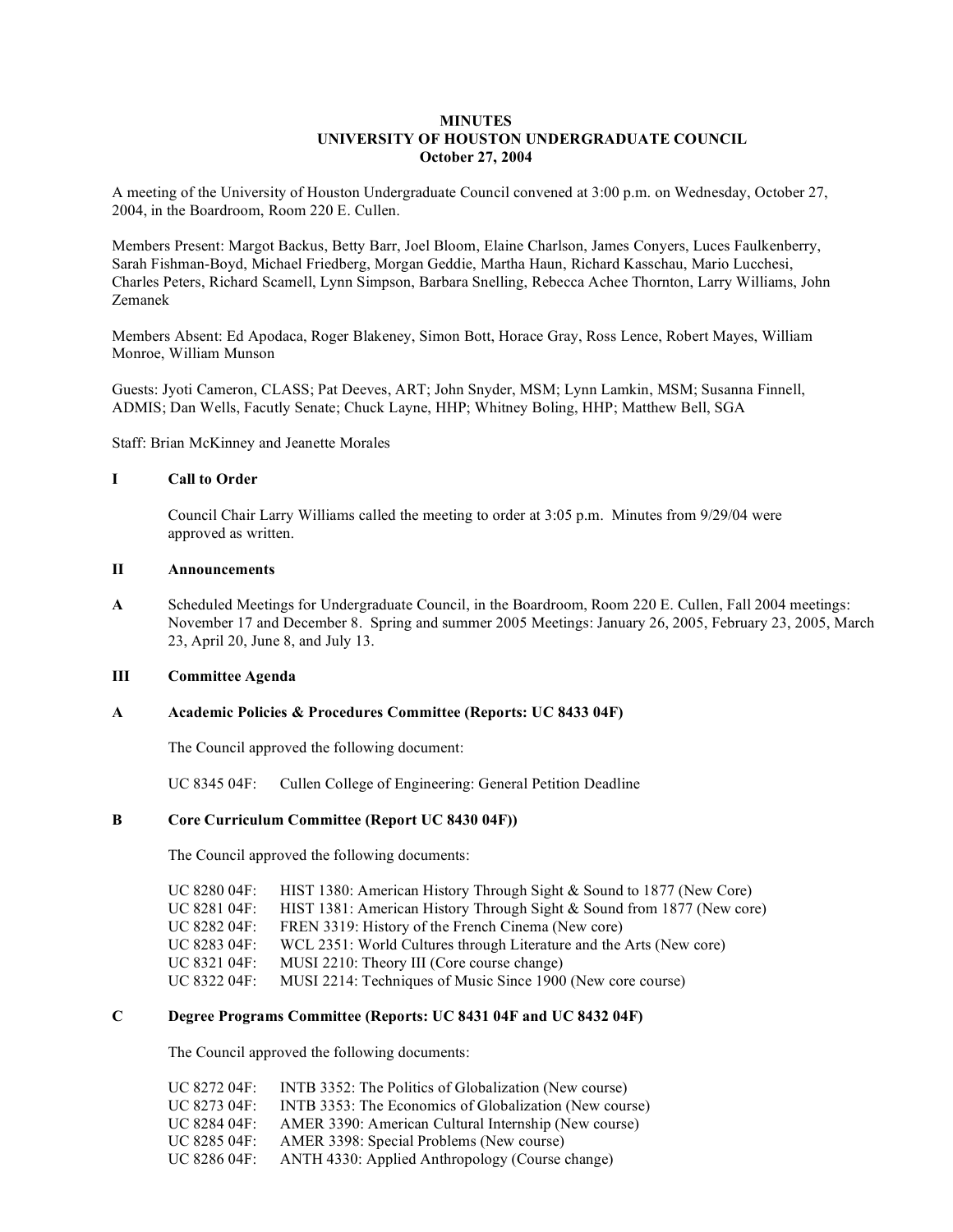# MINUTES
## UNIVERSITY OF HOUSTON UNDERGRADUATE COUNCIL
### October 27, 2004

A meeting of the University of Houston Undergraduate Council convened at 3:00 p.m. on Wednesday, October 27, 2004, in the Boardroom, Room 220 E. Cullen.

Members Present: Margot Backus, Betty Barr, Joel Bloom, Elaine Charlson, James Conyers, Luces Faulkenberry, Sarah Fishman-Boyd, Michael Friedberg, Morgan Geddie, Martha Haun, Richard Kasschau, Mario Lucchesi, Charles Peters, Richard Scamell, Lynn Simpson, Barbara Snelling, Rebecca Achee Thornton, Larry Williams, John Zemanek

Members Absent: Ed Apodaca, Roger Blakeney, Simon Bott, Horace Gray, Ross Lence, Robert Mayes, William Monroe, William Munson

Guests: Jyoti Cameron, CLASS; Pat Deeves, ART; John Snyder, MSM; Lynn Lamkin, MSM; Susanna Finnell, ADMIS; Dan Wells, Facutly Senate; Chuck Layne, HHP; Whitney Boling, HHP; Matthew Bell, SGA

Staff: Brian McKinney and Jeanette Morales

**I Call to Order**

Council Chair Larry Williams called the meeting to order at 3:05 p.m. Minutes from 9/29/04 were approved as written.

**II Announcements**

**A** Scheduled Meetings for Undergraduate Council, in the Boardroom, Room 220 E. Cullen, Fall 2004 meetings: November 17 and December 8. Spring and summer 2005 Meetings: January 26, 2005, February 23, 2005, March 23, April 20, June 8, and July 13.

**III Committee Agenda**

**A Academic Policies & Procedures Committee (Reports: UC 8433 04F)**

The Council approved the following document:

UC 8345 04F: Cullen College of Engineering: General Petition Deadline

**B Core Curriculum Committee (Report UC 8430 04F))**

The Council approved the following documents:

UC 8280 04F: HIST 1380: American History Through Sight & Sound to 1877 (New Core)
UC 8281 04F: HIST 1381: American History Through Sight & Sound from 1877 (New core)
UC 8282 04F: FREN 3319: History of the French Cinema (New core)
UC 8283 04F: WCL 2351: World Cultures through Literature and the Arts (New core)
UC 8321 04F: MUSI 2210: Theory III (Core course change)
UC 8322 04F: MUSI 2214: Techniques of Music Since 1900 (New core course)

**C Degree Programs Committee (Reports: UC 8431 04F and UC 8432 04F)**

The Council approved the following documents:

UC 8272 04F: INTB 3352: The Politics of Globalization (New course)
UC 8273 04F: INTB 3353: The Economics of Globalization (New course)
UC 8284 04F: AMER 3390: American Cultural Internship (New course)
UC 8285 04F: AMER 3398: Special Problems (New course)
UC 8286 04F: ANTH 4330: Applied Anthropology (Course change)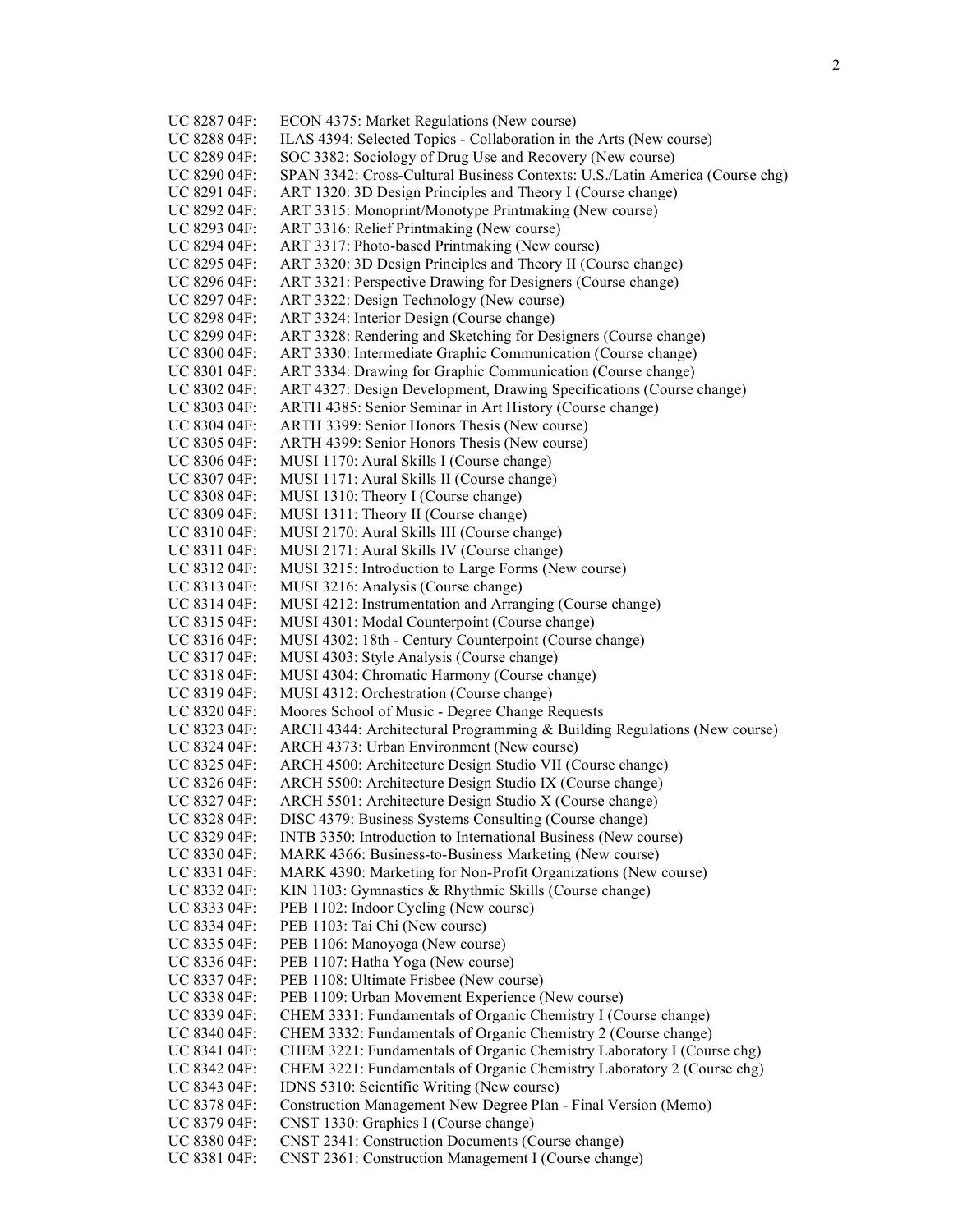UC 8287 04F: ECON 4375: Market Regulations (New course)
UC 8288 04F: ILAS 4394: Selected Topics - Collaboration in the Arts (New course)
UC 8289 04F: SOC 3382: Sociology of Drug Use and Recovery (New course)
UC 8290 04F: SPAN 3342: Cross-Cultural Business Contexts: U.S./Latin America (Course chg)
UC 8291 04F: ART 1320: 3D Design Principles and Theory I (Course change)
UC 8292 04F: ART 3315: Monoprint/Monotype Printmaking (New course)
UC 8293 04F: ART 3316: Relief Printmaking (New course)
UC 8294 04F: ART 3317: Photo-based Printmaking (New course)
UC 8295 04F: ART 3320: 3D Design Principles and Theory II (Course change)
UC 8296 04F: ART 3321: Perspective Drawing for Designers (Course change)
UC 8297 04F: ART 3322: Design Technology (New course)
UC 8298 04F: ART 3324: Interior Design (Course change)
UC 8299 04F: ART 3328: Rendering and Sketching for Designers (Course change)
UC 8300 04F: ART 3330: Intermediate Graphic Communication (Course change)
UC 8301 04F: ART 3334: Drawing for Graphic Communication (Course change)
UC 8302 04F: ART 4327: Design Development, Drawing Specifications (Course change)
UC 8303 04F: ARTH 4385: Senior Seminar in Art History (Course change)
UC 8304 04F: ARTH 3399: Senior Honors Thesis (New course)
UC 8305 04F: ARTH 4399: Senior Honors Thesis (New course)
UC 8306 04F: MUSI 1170: Aural Skills I (Course change)
UC 8307 04F: MUSI 1171: Aural Skills II (Course change)
UC 8308 04F: MUSI 1310: Theory I (Course change)
UC 8309 04F: MUSI 1311: Theory II (Course change)
UC 8310 04F: MUSI 2170: Aural Skills III (Course change)
UC 8311 04F: MUSI 2171: Aural Skills IV (Course change)
UC 8312 04F: MUSI 3215: Introduction to Large Forms (New course)
UC 8313 04F: MUSI 3216: Analysis (Course change)
UC 8314 04F: MUSI 4212: Instrumentation and Arranging (Course change)
UC 8315 04F: MUSI 4301: Modal Counterpoint (Course change)
UC 8316 04F: MUSI 4302: 18th - Century Counterpoint (Course change)
UC 8317 04F: MUSI 4303: Style Analysis (Course change)
UC 8318 04F: MUSI 4304: Chromatic Harmony (Course change)
UC 8319 04F: MUSI 4312: Orchestration (Course change)
UC 8320 04F: Moores School of Music - Degree Change Requests
UC 8323 04F: ARCH 4344: Architectural Programming & Building Regulations (New course)
UC 8324 04F: ARCH 4373: Urban Environment (New course)
UC 8325 04F: ARCH 4500: Architecture Design Studio VII (Course change)
UC 8326 04F: ARCH 5500: Architecture Design Studio IX (Course change)
UC 8327 04F: ARCH 5501: Architecture Design Studio X (Course change)
UC 8328 04F: DISC 4379: Business Systems Consulting (Course change)
UC 8329 04F: INTB 3350: Introduction to International Business (New course)
UC 8330 04F: MARK 4366: Business-to-Business Marketing (New course)
UC 8331 04F: MARK 4390: Marketing for Non-Profit Organizations (New course)
UC 8332 04F: KIN 1103: Gymnastics & Rhythmic Skills (Course change)
UC 8333 04F: PEB 1102: Indoor Cycling (New course)
UC 8334 04F: PEB 1103: Tai Chi (New course)
UC 8335 04F: PEB 1106: Manoyoga (New course)
UC 8336 04F: PEB 1107: Hatha Yoga (New course)
UC 8337 04F: PEB 1108: Ultimate Frisbee (New course)
UC 8338 04F: PEB 1109: Urban Movement Experience (New course)
UC 8339 04F: CHEM 3331: Fundamentals of Organic Chemistry I (Course change)
UC 8340 04F: CHEM 3332: Fundamentals of Organic Chemistry 2 (Course change)
UC 8341 04F: CHEM 3221: Fundamentals of Organic Chemistry Laboratory I (Course chg)
UC 8342 04F: CHEM 3221: Fundamentals of Organic Chemistry Laboratory 2 (Course chg)
UC 8343 04F: IDNS 5310: Scientific Writing (New course)
UC 8378 04F: Construction Management New Degree Plan - Final Version (Memo)
UC 8379 04F: CNST 1330: Graphics I (Course change)
UC 8380 04F: CNST 2341: Construction Documents (Course change)
UC 8381 04F: CNST 2361: Construction Management I (Course change)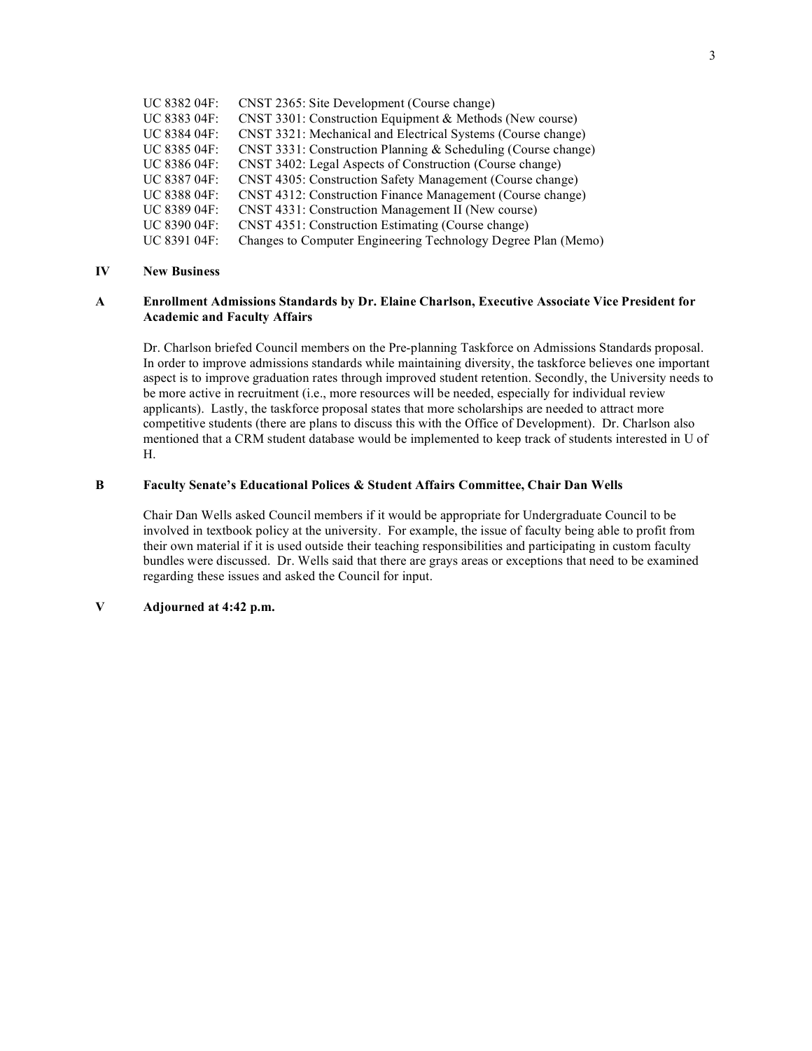UC 8382 04F: CNST 2365: Site Development (Course change)
UC 8383 04F: CNST 3301: Construction Equipment & Methods (New course)
UC 8384 04F: CNST 3321: Mechanical and Electrical Systems (Course change)
UC 8385 04F: CNST 3331: Construction Planning & Scheduling (Course change)
UC 8386 04F: CNST 3402: Legal Aspects of Construction (Course change)
UC 8387 04F: CNST 4305: Construction Safety Management (Course change)
UC 8388 04F: CNST 4312: Construction Finance Management (Course change)
UC 8389 04F: CNST 4331: Construction Management II (New course)
UC 8390 04F: CNST 4351: Construction Estimating (Course change)
UC 8391 04F: Changes to Computer Engineering Technology Degree Plan (Memo)

## IV New Business

### A Enrollment Admissions Standards by Dr. Elaine Charlson, Executive Associate Vice President for Academic and Faculty Affairs

Dr. Charlson briefed Council members on the Pre-planning Taskforce on Admissions Standards proposal. In order to improve admissions standards while maintaining diversity, the taskforce believes one important aspect is to improve graduation rates through improved student retention. Secondly, the University needs to be more active in recruitment (i.e., more resources will be needed, especially for individual review applicants). Lastly, the taskforce proposal states that more scholarships are needed to attract more competitive students (there are plans to discuss this with the Office of Development). Dr. Charlson also mentioned that a CRM student database would be implemented to keep track of students interested in U of H.

### B Faculty Senate's Educational Polices & Student Affairs Committee, Chair Dan Wells

Chair Dan Wells asked Council members if it would be appropriate for Undergraduate Council to be involved in textbook policy at the university. For example, the issue of faculty being able to profit from their own material if it is used outside their teaching responsibilities and participating in custom faculty bundles were discussed. Dr. Wells said that there are grays areas or exceptions that need to be examined regarding these issues and asked the Council for input.

## V Adjourned at 4:42 p.m.